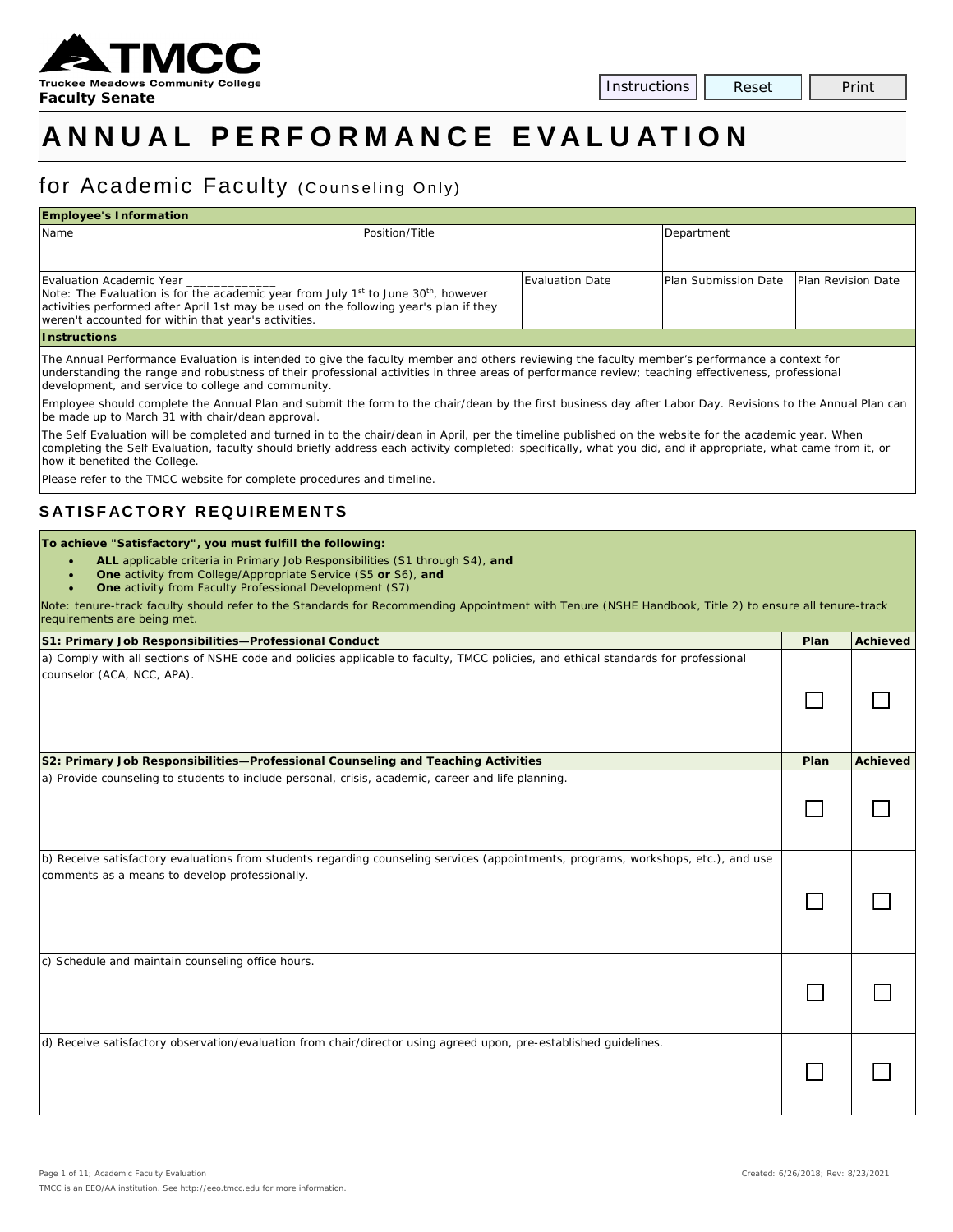Truckee Meadows Community College
**Faculty Senate**

Instructions | Reset | Print

# ANNUAL PERFORMANCE EVALUATION

## for Academic Faculty (Counseling Only)

| **Employee's Information** | | | | |
|---|---|---|---|---|
| Name | Position/Title | | Department | |
| Evaluation Academic Year _____________<br>Note: The Evaluation is for the academic year from July 1st to June 30th, however activities performed after April 1st may be used on the following year's plan if they weren't accounted for within that year's activities. | | Evaluation Date | Plan Submission Date | Plan Revision Date |

**Instructions**

The Annual Performance Evaluation is intended to give the faculty member and others reviewing the faculty member's performance a context for understanding the range and robustness of their professional activities in three areas of performance review; teaching effectiveness, professional development, and service to college and community.

Employee should complete the Annual Plan and submit the form to the chair/dean by the first business day after Labor Day. Revisions to the Annual Plan can be made up to March 31 with chair/dean approval.

The Self Evaluation will be completed and turned in to the chair/dean in April, per the timeline published on the website for the academic year. When completing the Self Evaluation, faculty should briefly address each activity completed: specifically, what you did, and if appropriate, what came from it, or how it benefited the College.

Please refer to the TMCC website for complete procedures and timeline.

## SATISFACTORY REQUIREMENTS

**To achieve "Satisfactory", you must fulfill the following:**

- **ALL** applicable criteria in Primary Job Responsibilities (S1 through S4), **and**
- **One** activity from College/Appropriate Service (S5 **or** S6), **and**
- **One** activity from Faculty Professional Development (S7)

Note: tenure-track faculty should refer to the Standards for Recommending Appointment with Tenure (NSHE Handbook, Title 2) to ensure all tenure-track requirements are being met.

| **S1: Primary Job Responsibilities—Professional Conduct** | **Plan** | **Achieved** |
|---|---|---|
| a) Comply with all sections of NSHE code and policies applicable to faculty, TMCC policies, and ethical standards for professional counselor (ACA, NCC, APA). | ☐ | ☐ |

| **S2: Primary Job Responsibilities—Professional Counseling and Teaching Activities** | **Plan** | **Achieved** |
|---|---|---|
| a) Provide counseling to students to include personal, crisis, academic, career and life planning. | ☐ | ☐ |
| b) Receive satisfactory evaluations from students regarding counseling services (appointments, programs, workshops, etc.), and use comments as a means to develop professionally. | ☐ | ☐ |
| c) Schedule and maintain counseling office hours. | ☐ | ☐ |
| d) Receive satisfactory observation/evaluation from chair/director using agreed upon, pre-established guidelines. | ☐ | ☐ |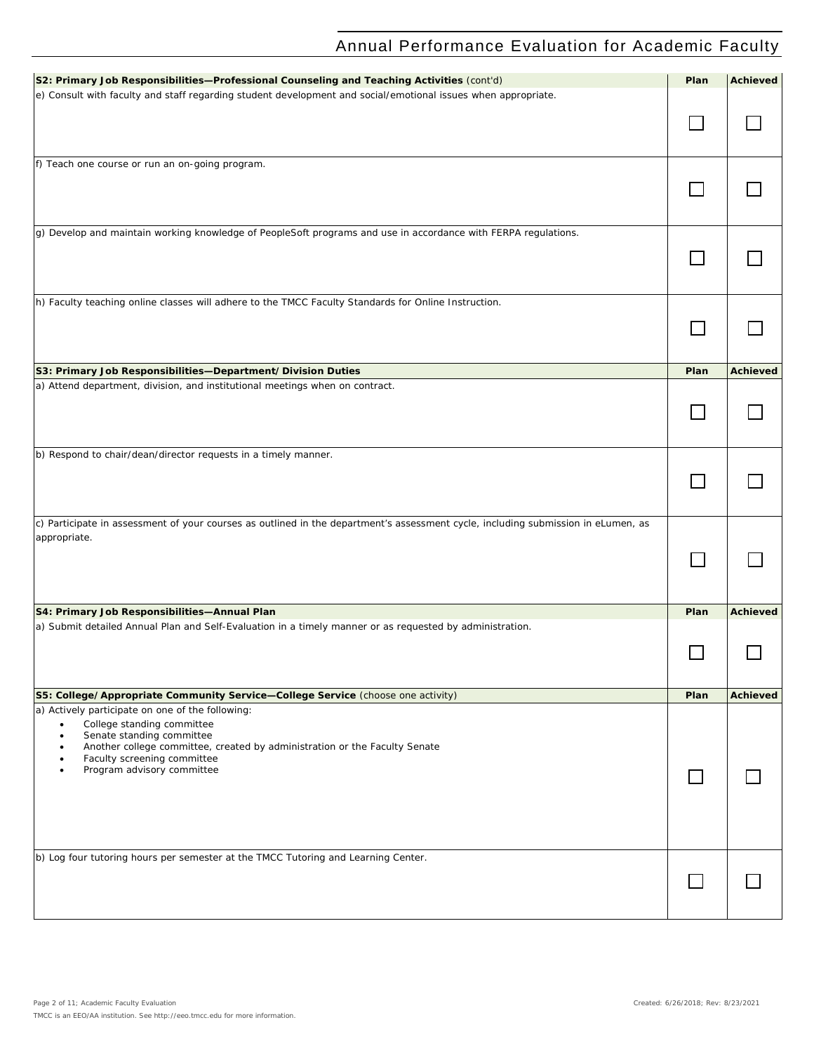| S2: Primary Job Responsibilities—Professional Counseling and Teaching Activities (cont'd) | Plan | Achieved |
|---|---|---|
| e) Consult with faculty and staff regarding student development and social/emotional issues when appropriate. | ☐ | ☐ |
| f) Teach one course or run an on-going program. | ☐ | ☐ |
| g) Develop and maintain working knowledge of PeopleSoft programs and use in accordance with FERPA regulations. | ☐ | ☐ |
| h) Faculty teaching online classes will adhere to the TMCC Faculty Standards for Online Instruction. | ☐ | ☐ |

| S3: Primary Job Responsibilities—Department/Division Duties | Plan | Achieved |
|---|---|---|
| a) Attend department, division, and institutional meetings when on contract. | ☐ | ☐ |
| b) Respond to chair/dean/director requests in a timely manner. | ☐ | ☐ |
| c) Participate in assessment of your courses as outlined in the department's assessment cycle, including submission in eLumen, as appropriate. | ☐ | ☐ |

| S4: Primary Job Responsibilities—Annual Plan | Plan | Achieved |
|---|---|---|
| a) Submit detailed Annual Plan and Self-Evaluation in a timely manner or as requested by administration. | ☐ | ☐ |

| S5: College/Appropriate Community Service—College Service (choose one activity) | Plan | Achieved |
|---|---|---|
| a) Actively participate on one of the following:<br>• College standing committee<br>• Senate standing committee<br>• Another college committee, created by administration or the Faculty Senate<br>• Faculty screening committee<br>• Program advisory committee | ☐ | ☐ |
| b) Log four tutoring hours per semester at the TMCC Tutoring and Learning Center. | ☐ | ☐ |

Created: 6/26/2018; Rev: 8/23/2021

TMCC is an EEO/AA institution. See http://eeo.tmcc.edu for more information.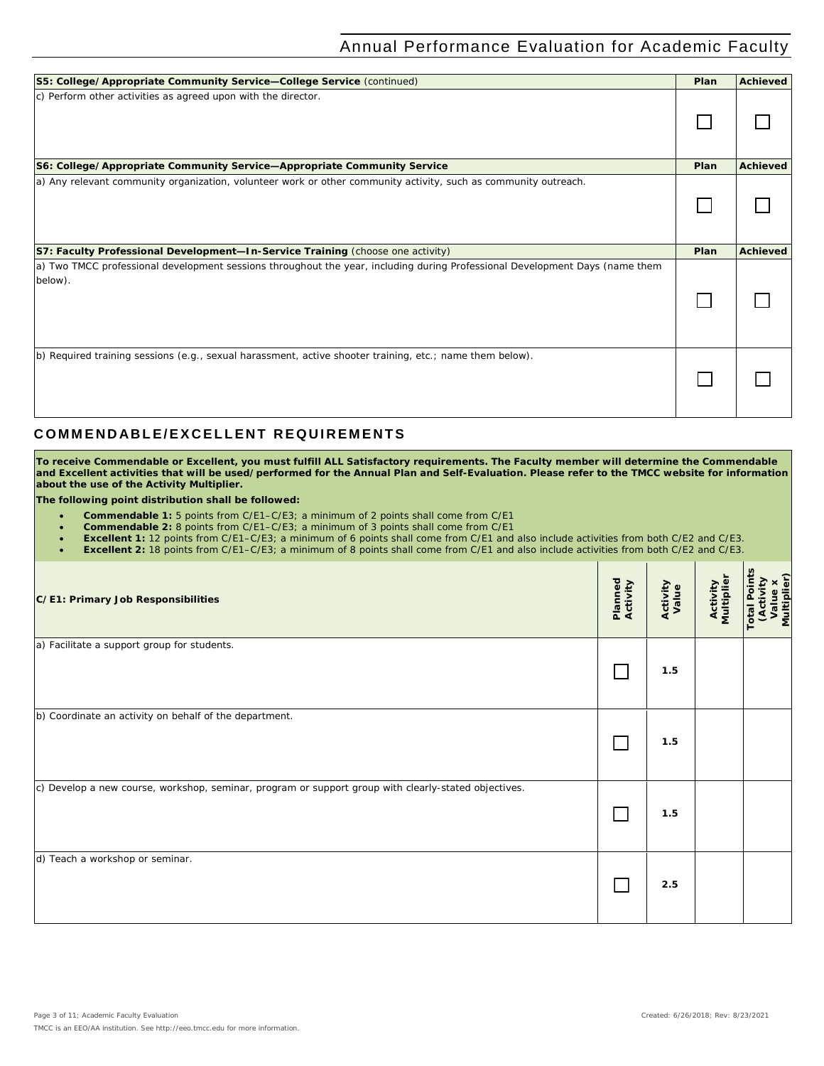| S5: College/Appropriate Community Service—College Service (continued) | Plan | Achieved |
|---|---|---|
| c) Perform other activities as agreed upon with the director. | ☐ | ☐ |

| S6: College/Appropriate Community Service—Appropriate Community Service | Plan | Achieved |
|---|---|---|
| a) Any relevant community organization, volunteer work or other community activity, such as community outreach. | ☐ | ☐ |

| S7: Faculty Professional Development—In-Service Training (choose one activity) | Plan | Achieved |
|---|---|---|
| a) Two TMCC professional development sessions throughout the year, including during Professional Development Days (name them below). | ☐ | ☐ |
| b) Required training sessions (e.g., sexual harassment, active shooter training, etc.; name them below). | ☐ | ☐ |

## COMMENDABLE/EXCELLENT REQUIREMENTS

**To receive Commendable or Excellent, you must fulfill ALL Satisfactory requirements. The Faculty member will determine the Commendable and Excellent activities that will be used/performed for the Annual Plan and Self-Evaluation. Please refer to the TMCC website for information about the use of the Activity Multiplier.**

**The following point distribution shall be followed:**

- **Commendable 1:** 5 points from C/E1–C/E3; a minimum of 2 points shall come from C/E1
- **Commendable 2:** 8 points from C/E1–C/E3; a minimum of 3 points shall come from C/E1
- **Excellent 1:** 12 points from C/E1–C/E3; a minimum of 6 points shall come from C/E1 and also include activities from both C/E2 and C/E3.
- **Excellent 2:** 18 points from C/E1–C/E3; a minimum of 8 points shall come from C/E1 and also include activities from both C/E2 and C/E3.

| C/E1: Primary Job Responsibilities | Planned Activity | Activity Value | Activity Multiplier | Total Points (Activity Value x Multiplier) |
|---|---|---|---|---|
| a) Facilitate a support group for students. | ☐ | 1.5 | | |
| b) Coordinate an activity on behalf of the department. | ☐ | 1.5 | | |
| c) Develop a new course, workshop, seminar, program or support group with clearly-stated objectives. | ☐ | 1.5 | | |
| d) Teach a workshop or seminar. | ☐ | 2.5 | | |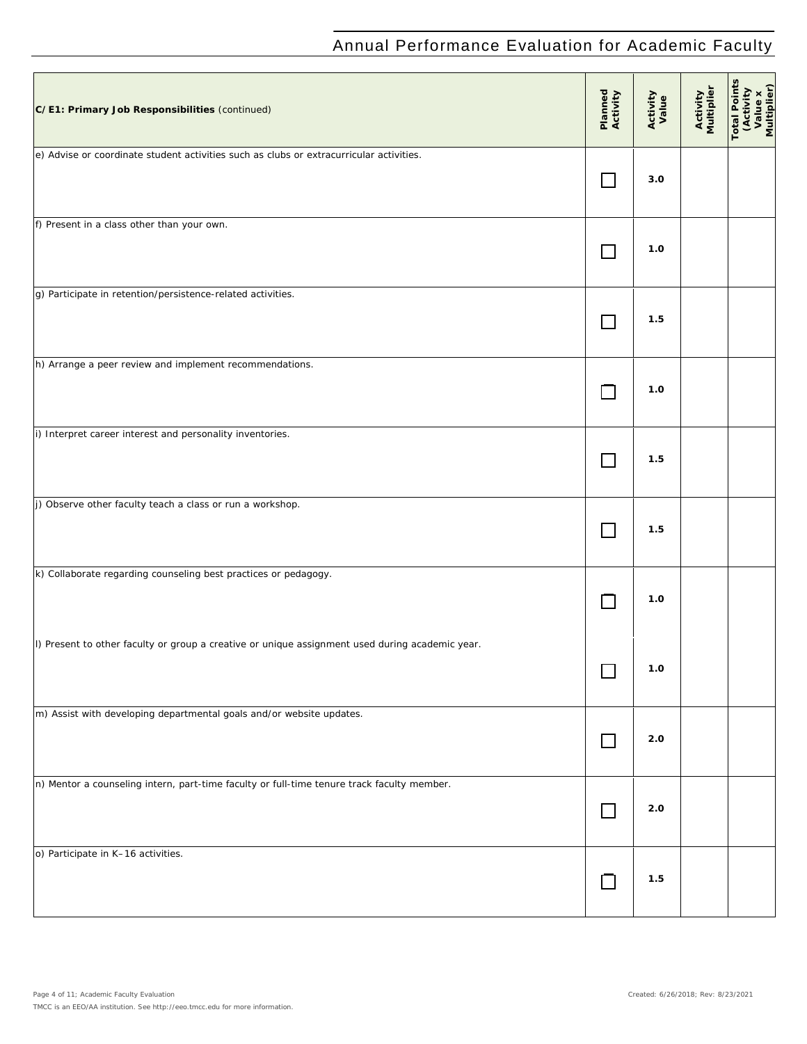| C/E1: Primary Job Responsibilities (continued) | Planned Activity | Activity Value | Activity Multiplier | Total Points (Activity Value x Multiplier) |
|---|---|---|---|---|
| e) Advise or coordinate student activities such as clubs or extracurricular activities. | ☐ | 3.0 | | |
| f) Present in a class other than your own. | ☐ | 1.0 | | |
| g) Participate in retention/persistence-related activities. | ☐ | 1.5 | | |
| h) Arrange a peer review and implement recommendations. | ☐ | 1.0 | | |
| i) Interpret career interest and personality inventories. | ☐ | 1.5 | | |
| j) Observe other faculty teach a class or run a workshop. | ☐ | 1.5 | | |
| k) Collaborate regarding counseling best practices or pedagogy. | ☐ | 1.0 | | |
| l) Present to other faculty or group a creative or unique assignment used during academic year. | ☐ | 1.0 | | |
| m) Assist with developing departmental goals and/or website updates. | ☐ | 2.0 | | |
| n) Mentor a counseling intern, part-time faculty or full-time tenure track faculty member. | ☐ | 2.0 | | |
| o) Participate in K–16 activities. | ☐ | 1.5 | | |

TMCC is an EEO/AA institution. See http://eeo.tmcc.edu for more information.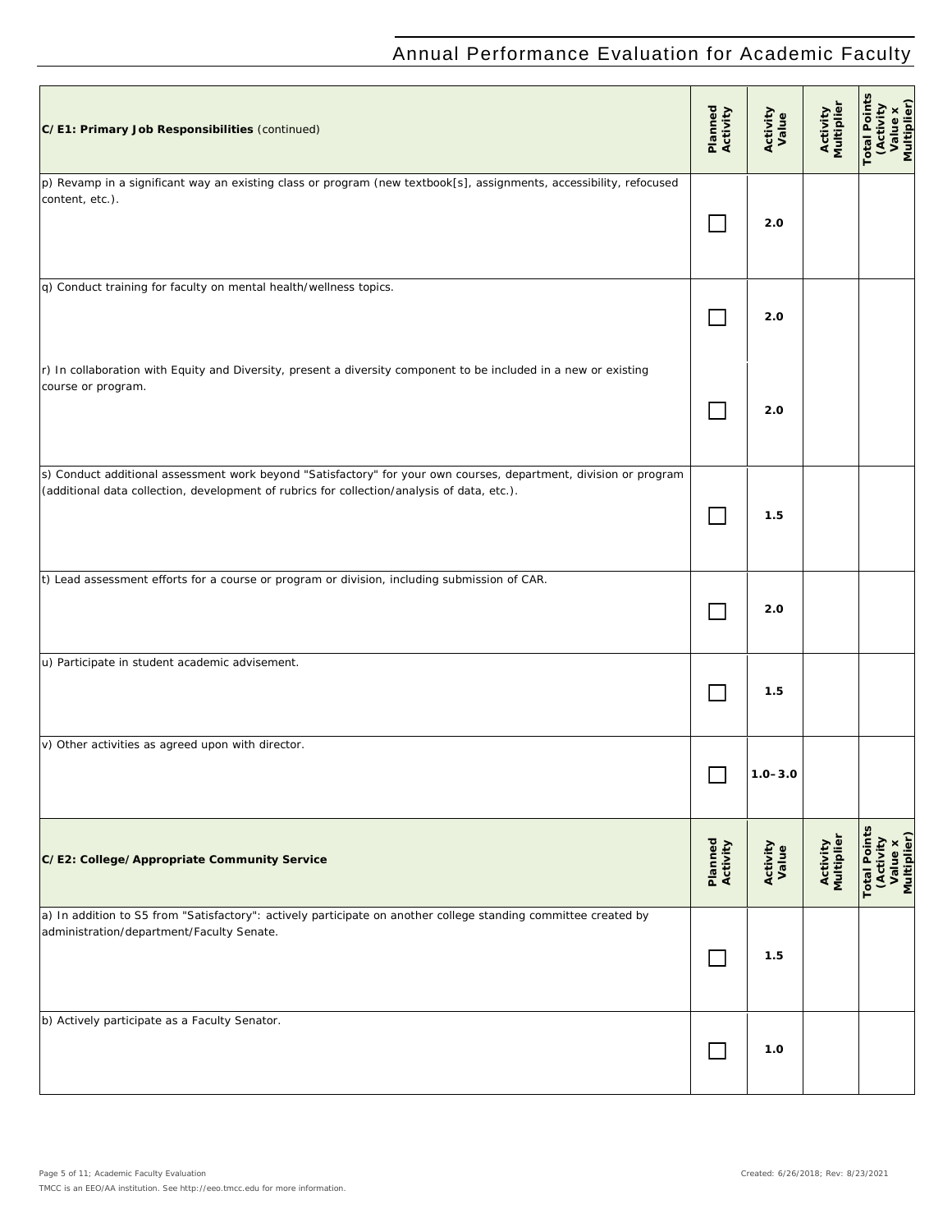| C/E1: Primary Job Responsibilities (continued) | Planned Activity | Activity Value | Activity Multiplier | Total Points (Activity Value x Multiplier) |
|---|---|---|---|---|
| p) Revamp in a significant way an existing class or program (new textbook[s], assignments, accessibility, refocused content, etc.). | ☐ | 2.0 | | |
| q) Conduct training for faculty on mental health/wellness topics. | ☐ | 2.0 | | |
| r) In collaboration with Equity and Diversity, present a diversity component to be included in a new or existing course or program. | ☐ | 2.0 | | |
| s) Conduct additional assessment work beyond "Satisfactory" for your own courses, department, division or program (additional data collection, development of rubrics for collection/analysis of data, etc.). | ☐ | 1.5 | | |
| t) Lead assessment efforts for a course or program or division, including submission of CAR. | ☐ | 2.0 | | |
| u) Participate in student academic advisement. | ☐ | 1.5 | | |
| v) Other activities as agreed upon with director. | ☐ | 1.0–3.0 | | |

| C/E2: College/Appropriate Community Service | Planned Activity | Activity Value | Activity Multiplier | Total Points (Activity Value x Multiplier) |
|---|---|---|---|---|
| a) In addition to S5 from "Satisfactory": actively participate on another college standing committee created by administration/department/Faculty Senate. | ☐ | 1.5 | | |
| b) Actively participate as a Faculty Senator. | ☐ | 1.0 | | |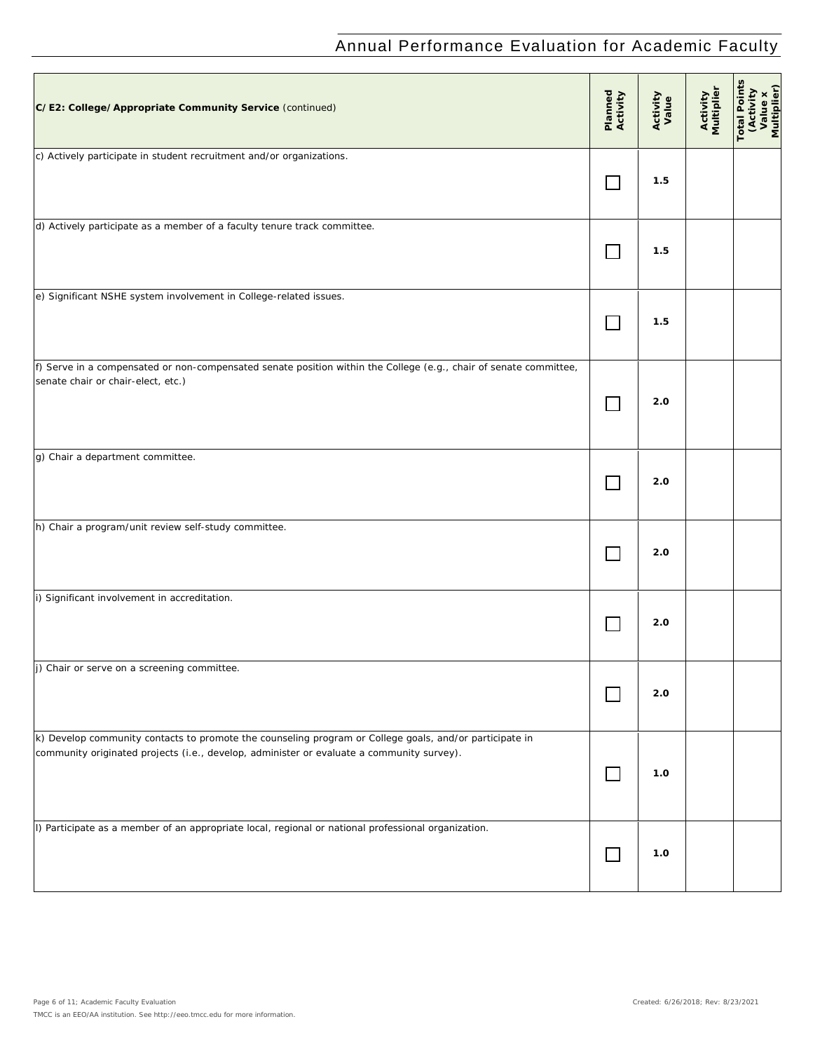| C/E2: College/Appropriate Community Service (continued) | Planned Activity | Activity Value | Activity Multiplier | Total Points (Activity Value x Multiplier) |
|---|---|---|---|---|
| c) Actively participate in student recruitment and/or organizations. | ☐ | 1.5 | | |
| d) Actively participate as a member of a faculty tenure track committee. | ☐ | 1.5 | | |
| e) Significant NSHE system involvement in College-related issues. | ☐ | 1.5 | | |
| f) Serve in a compensated or non-compensated senate position within the College (e.g., chair of senate committee, senate chair or chair-elect, etc.) | ☐ | 2.0 | | |
| g) Chair a department committee. | ☐ | 2.0 | | |
| h) Chair a program/unit review self-study committee. | ☐ | 2.0 | | |
| i) Significant involvement in accreditation. | ☐ | 2.0 | | |
| j) Chair or serve on a screening committee. | ☐ | 2.0 | | |
| k) Develop community contacts to promote the counseling program or College goals, and/or participate in community originated projects (i.e., develop, administer or evaluate a community survey). | ☐ | 1.0 | | |
| l) Participate as a member of an appropriate local, regional or national professional organization. | ☐ | 1.0 | | |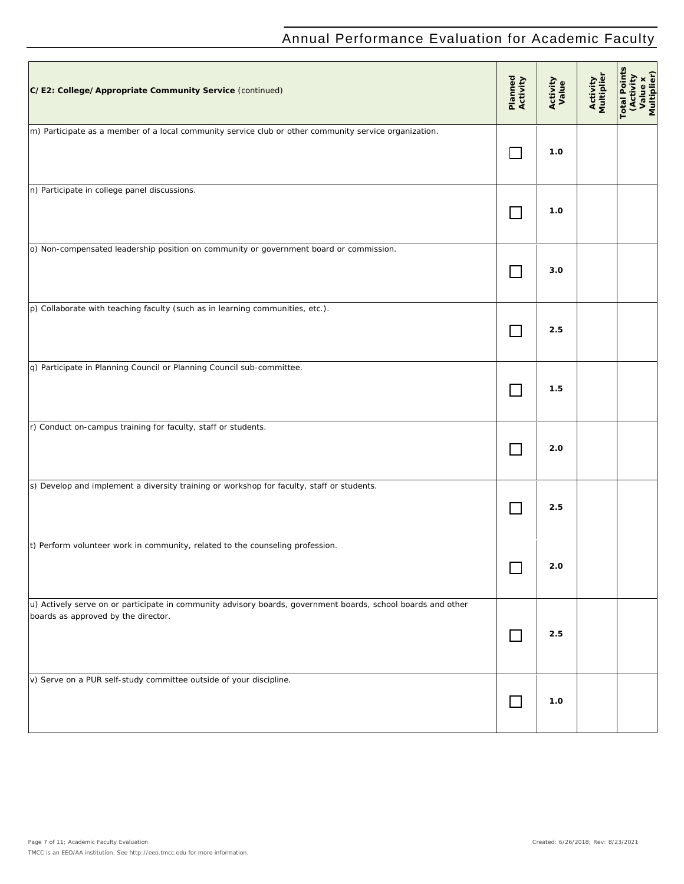| C/E2: College/Appropriate Community Service (continued) | Planned Activity | Activity Value | Activity Multiplier | Total Points (Activity Value x Multiplier) |
|---|---|---|---|---|
| m) Participate as a member of a local community service club or other community service organization. | ☐ | 1.0 | | |
| n) Participate in college panel discussions. | ☐ | 1.0 | | |
| o) Non-compensated leadership position on community or government board or commission. | ☐ | 3.0 | | |
| p) Collaborate with teaching faculty (such as in learning communities, etc.). | ☐ | 2.5 | | |
| q) Participate in Planning Council or Planning Council sub-committee. | ☐ | 1.5 | | |
| r) Conduct on-campus training for faculty, staff or students. | ☐ | 2.0 | | |
| s) Develop and implement a diversity training or workshop for faculty, staff or students. | ☐ | 2.5 | | |
| t) Perform volunteer work in community, related to the counseling profession. | ☐ | 2.0 | | |
| u) Actively serve on or participate in community advisory boards, government boards, school boards and other boards as approved by the director. | ☐ | 2.5 | | |
| v) Serve on a PUR self-study committee outside of your discipline. | ☐ | 1.0 | | |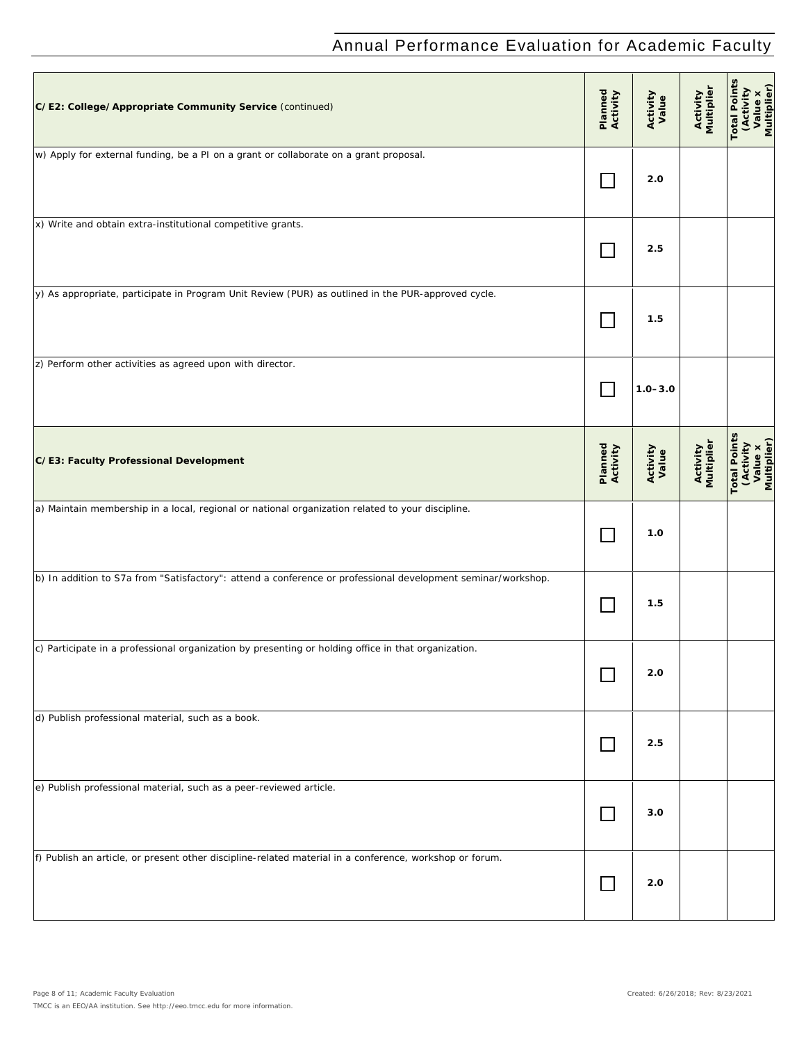# Annual Performance Evaluation for Academic Faculty

| C/E2: College/Appropriate Community Service (continued) | Planned Activity | Activity Value | Activity Multiplier | Total Points (Activity Value x Multiplier) |
|---|---|---|---|---|
| w) Apply for external funding, be a PI on a grant or collaborate on a grant proposal. | ☐ | 2.0 | | |
| x) Write and obtain extra-institutional competitive grants. | ☐ | 2.5 | | |
| y) As appropriate, participate in Program Unit Review (PUR) as outlined in the PUR-approved cycle. | ☐ | 1.5 | | |
| z) Perform other activities as agreed upon with director. | ☐ | 1.0–3.0 | | |

| C/E3: Faculty Professional Development | Planned Activity | Activity Value | Activity Multiplier | Total Points (Activity Value x Multiplier) |
|---|---|---|---|---|
| a) Maintain membership in a local, regional or national organization related to your discipline. | ☐ | 1.0 | | |
| b) In addition to S7a from "Satisfactory": attend a conference or professional development seminar/workshop. | ☐ | 1.5 | | |
| c) Participate in a professional organization by presenting or holding office in that organization. | ☐ | 2.0 | | |
| d) Publish professional material, such as a book. | ☐ | 2.5 | | |
| e) Publish professional material, such as a peer-reviewed article. | ☐ | 3.0 | | |
| f) Publish an article, or present other discipline-related material in a conference, workshop or forum. | ☐ | 2.0 | | |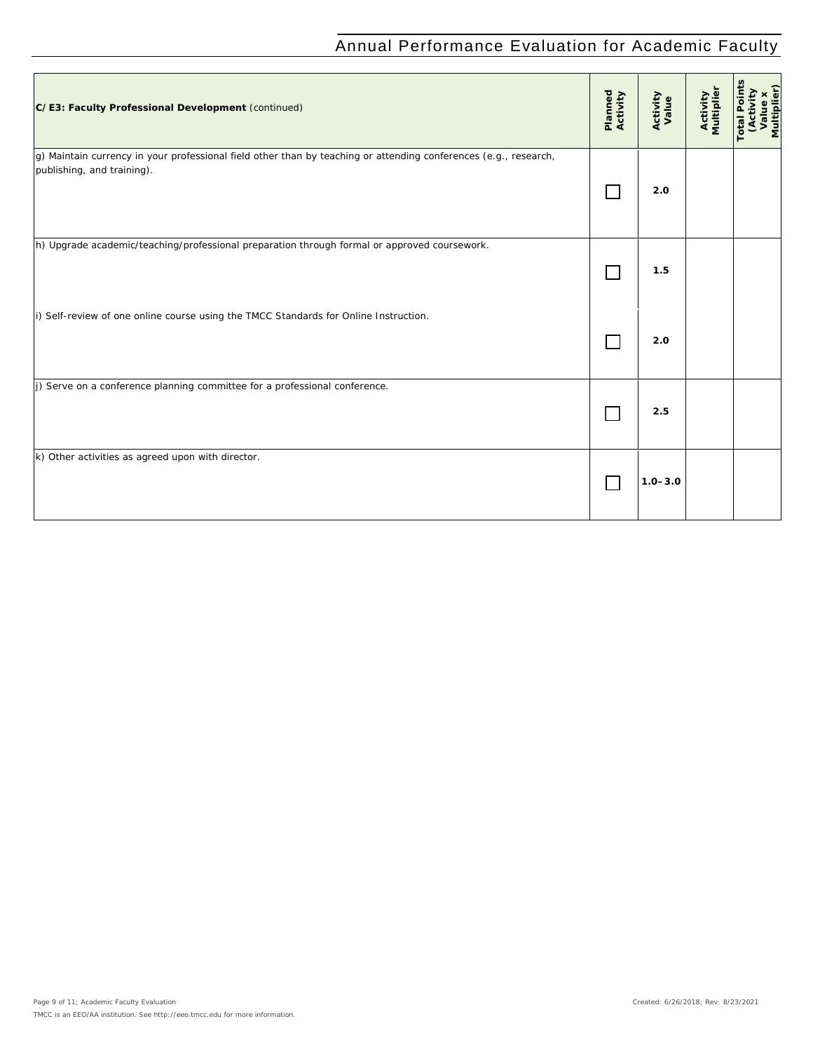| C/E3: Faculty Professional Development (continued) | Planned Activity | Activity Value | Activity Multiplier | Total Points (Activity Value x Multiplier) |
|---|---|---|---|---|
| g) Maintain currency in your professional field other than by teaching or attending conferences (e.g., research, publishing, and training). | ☐ | 2.0 | | |
| h) Upgrade academic/teaching/professional preparation through formal or approved coursework. | ☐ | 1.5 | | |
| i) Self-review of one online course using the TMCC Standards for Online Instruction. | ☐ | 2.0 | | |
| j) Serve on a conference planning committee for a professional conference. | ☐ | 2.5 | | |
| k) Other activities as agreed upon with director. | ☐ | 1.0–3.0 | | |

TMCC is an EEO/AA institution. See http://eeo.tmcc.edu for more information.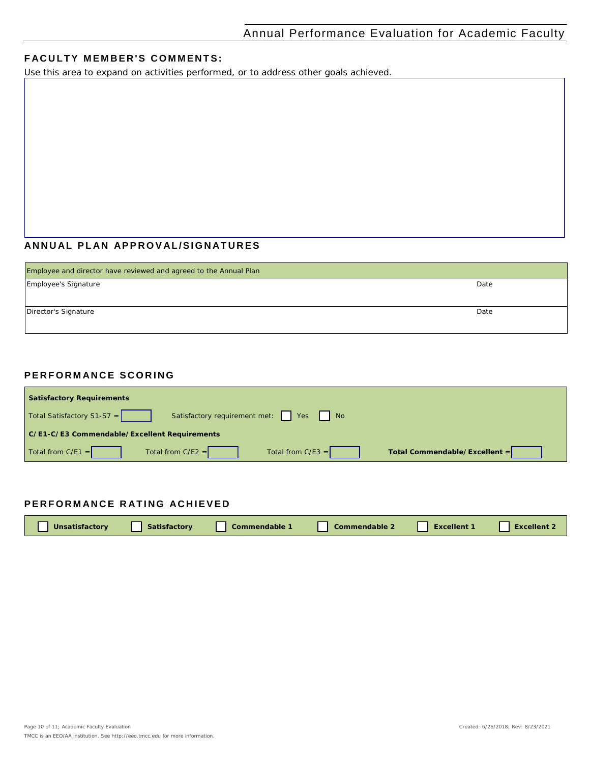## FACULTY MEMBER'S COMMENTS:

Use this area to expand on activities performed, or to address other goals achieved.

## ANNUAL PLAN APPROVAL/SIGNATURES

| Employee and director have reviewed and agreed to the Annual Plan | |
|---|---|
| Employee's Signature | Date |
| Director's Signature | Date |

## PERFORMANCE SCORING

**Satisfactory Requirements**

Total Satisfactory S1-S7 = ______ Satisfactory requirement met: ☐ Yes ☐ No

**C/E1-C/E3 Commendable/Excellent Requirements**

Total from C/E1 = ______ Total from C/E2 = ______ Total from C/E3 = ______ **Total Commendable/Excellent =** ______

## PERFORMANCE RATING ACHIEVED

☐ **Unsatisfactory** ☐ **Satisfactory** ☐ **Commendable 1** ☐ **Commendable 2** ☐ **Excellent 1** ☐ **Excellent 2**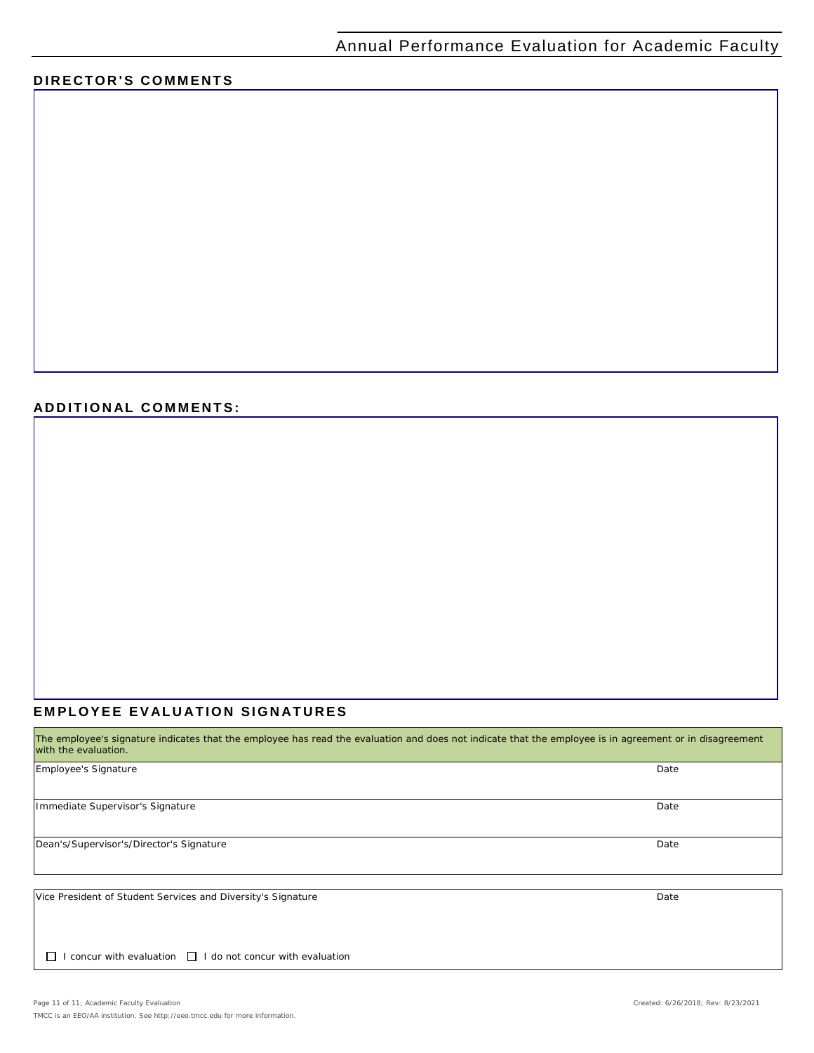## DIRECTOR'S COMMENTS

## ADDITIONAL COMMENTS:

## EMPLOYEE EVALUATION SIGNATURES

| The employee's signature indicates that the employee has read the evaluation and does not indicate that the employee is in agreement or in disagreement with the evaluation. | |
|---|---|
| Employee's Signature | Date |
| Immediate Supervisor's Signature | Date |
| Dean's/Supervisor's/Director's Signature | Date |

| | |
|---|---|
| Vice President of Student Services and Diversity's Signature | Date |
| ☐ I concur with evaluation ☐ I do not concur with evaluation | |

TMCC is an EEO/AA institution. See http://eeo.tmcc.edu for more information.

Created: 6/26/2018; Rev: 8/23/2021